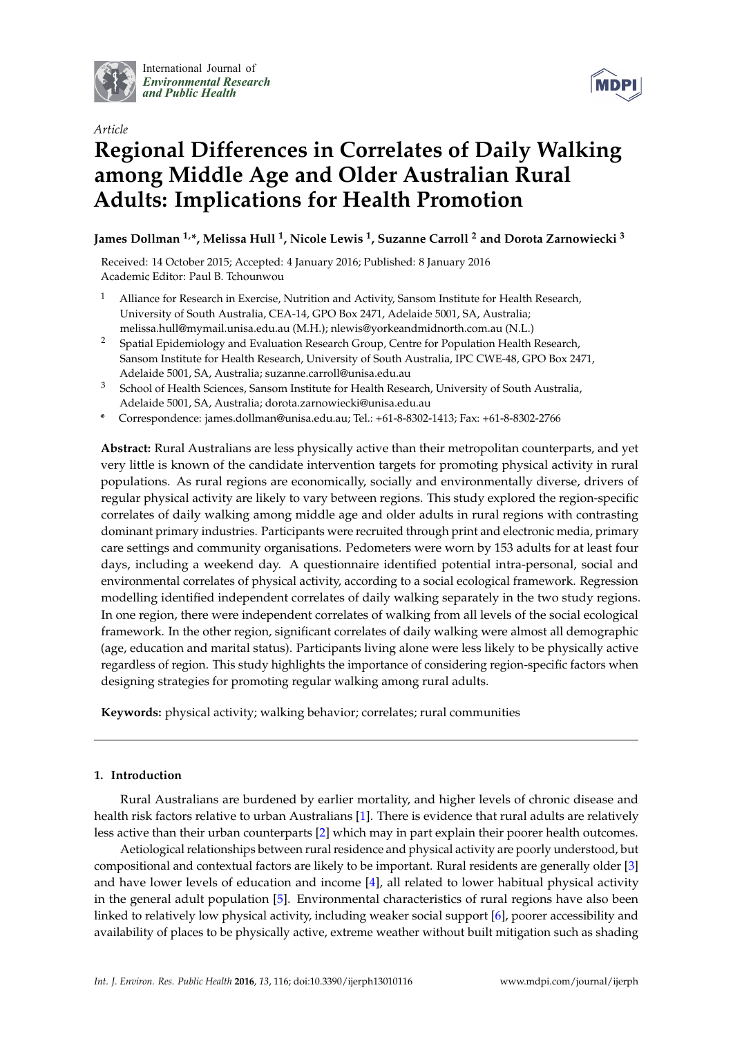*Article*

# Regional Differences in Correlates of Daily Walking among Middle Age and Older Australian Rural Adults: Implications for Health Promotion

**James Dollman [1,*], Melissa Hull [1], Nicole Lewis [1], Suzanne Carroll [2] and Dorota Zarnowiecki [3]**

Received: 14 October 2015; Accepted: 4 January 2016; Published: 8 January 2016
Academic Editor: Paul B. Tchounwou

[1] Alliance for Research in Exercise, Nutrition and Activity, Sansom Institute for Health Research, University of South Australia, CEA-14, GPO Box 2471, Adelaide 5001, SA, Australia; melissa.hull@mymail.unisa.edu.au (M.H.); nlewis@yorkeandmidnorth.com.au (N.L.)

[2] Spatial Epidemiology and Evaluation Research Group, Centre for Population Health Research, Sansom Institute for Health Research, University of South Australia, IPC CWE-48, GPO Box 2471, Adelaide 5001, SA, Australia; suzanne.carroll@unisa.edu.au

[3] School of Health Sciences, Sansom Institute for Health Research, University of South Australia, Adelaide 5001, SA, Australia; dorota.zarnowiecki@unisa.edu.au

[*] Correspondence: james.dollman@unisa.edu.au; Tel.: +61-8-8302-1413; Fax: +61-8-8302-2766

**Abstract:** Rural Australians are less physically active than their metropolitan counterparts, and yet very little is known of the candidate intervention targets for promoting physical activity in rural populations. As rural regions are economically, socially and environmentally diverse, drivers of regular physical activity are likely to vary between regions. This study explored the region-specific correlates of daily walking among middle age and older adults in rural regions with contrasting dominant primary industries. Participants were recruited through print and electronic media, primary care settings and community organisations. Pedometers were worn by 153 adults for at least four days, including a weekend day. A questionnaire identified potential intra-personal, social and environmental correlates of physical activity, according to a social ecological framework. Regression modelling identified independent correlates of daily walking separately in the two study regions. In one region, there were independent correlates of walking from all levels of the social ecological framework. In the other region, significant correlates of daily walking were almost all demographic (age, education and marital status). Participants living alone were less likely to be physically active regardless of region. This study highlights the importance of considering region-specific factors when designing strategies for promoting regular walking among rural adults.

**Keywords:** physical activity; walking behavior; correlates; rural communities

## 1. Introduction

Rural Australians are burdened by earlier mortality, and higher levels of chronic disease and health risk factors relative to urban Australians [1]. There is evidence that rural adults are relatively less active than their urban counterparts [2] which may in part explain their poorer health outcomes.

Aetiological relationships between rural residence and physical activity are poorly understood, but compositional and contextual factors are likely to be important. Rural residents are generally older [3] and have lower levels of education and income [4], all related to lower habitual physical activity in the general adult population [5]. Environmental characteristics of rural regions have also been linked to relatively low physical activity, including weaker social support [6], poorer accessibility and availability of places to be physically active, extreme weather without built mitigation such as shading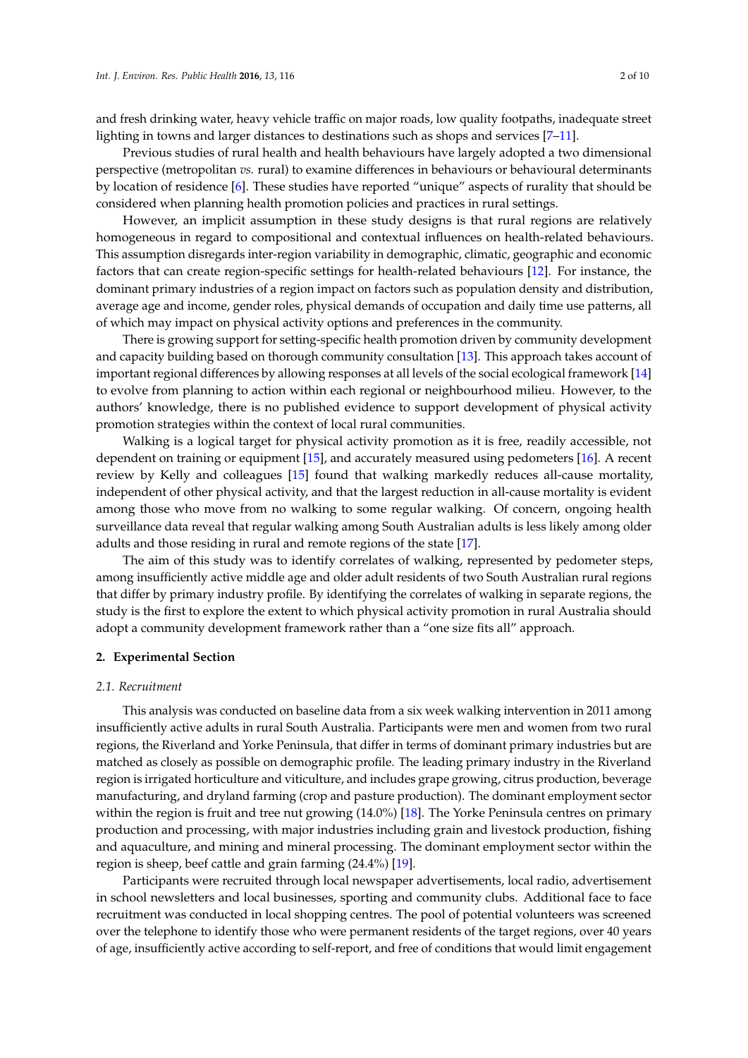and fresh drinking water, heavy vehicle traffic on major roads, low quality footpaths, inadequate street lighting in towns and larger distances to destinations such as shops and services [7–11].

Previous studies of rural health and health behaviours have largely adopted a two dimensional perspective (metropolitan *vs.* rural) to examine differences in behaviours or behavioural determinants by location of residence [6]. These studies have reported "unique" aspects of rurality that should be considered when planning health promotion policies and practices in rural settings.

However, an implicit assumption in these study designs is that rural regions are relatively homogeneous in regard to compositional and contextual influences on health-related behaviours. This assumption disregards inter-region variability in demographic, climatic, geographic and economic factors that can create region-specific settings for health-related behaviours [12]. For instance, the dominant primary industries of a region impact on factors such as population density and distribution, average age and income, gender roles, physical demands of occupation and daily time use patterns, all of which may impact on physical activity options and preferences in the community.

There is growing support for setting-specific health promotion driven by community development and capacity building based on thorough community consultation [13]. This approach takes account of important regional differences by allowing responses at all levels of the social ecological framework [14] to evolve from planning to action within each regional or neighbourhood milieu. However, to the authors' knowledge, there is no published evidence to support development of physical activity promotion strategies within the context of local rural communities.

Walking is a logical target for physical activity promotion as it is free, readily accessible, not dependent on training or equipment [15], and accurately measured using pedometers [16]. A recent review by Kelly and colleagues [15] found that walking markedly reduces all-cause mortality, independent of other physical activity, and that the largest reduction in all-cause mortality is evident among those who move from no walking to some regular walking. Of concern, ongoing health surveillance data reveal that regular walking among South Australian adults is less likely among older adults and those residing in rural and remote regions of the state [17].

The aim of this study was to identify correlates of walking, represented by pedometer steps, among insufficiently active middle age and older adult residents of two South Australian rural regions that differ by primary industry profile. By identifying the correlates of walking in separate regions, the study is the first to explore the extent to which physical activity promotion in rural Australia should adopt a community development framework rather than a "one size fits all" approach.

## 2. Experimental Section

### 2.1. Recruitment

This analysis was conducted on baseline data from a six week walking intervention in 2011 among insufficiently active adults in rural South Australia. Participants were men and women from two rural regions, the Riverland and Yorke Peninsula, that differ in terms of dominant primary industries but are matched as closely as possible on demographic profile. The leading primary industry in the Riverland region is irrigated horticulture and viticulture, and includes grape growing, citrus production, beverage manufacturing, and dryland farming (crop and pasture production). The dominant employment sector within the region is fruit and tree nut growing (14.0%) [18]. The Yorke Peninsula centres on primary production and processing, with major industries including grain and livestock production, fishing and aquaculture, and mining and mineral processing. The dominant employment sector within the region is sheep, beef cattle and grain farming (24.4%) [19].

Participants were recruited through local newspaper advertisements, local radio, advertisement in school newsletters and local businesses, sporting and community clubs. Additional face to face recruitment was conducted in local shopping centres. The pool of potential volunteers was screened over the telephone to identify those who were permanent residents of the target regions, over 40 years of age, insufficiently active according to self-report, and free of conditions that would limit engagement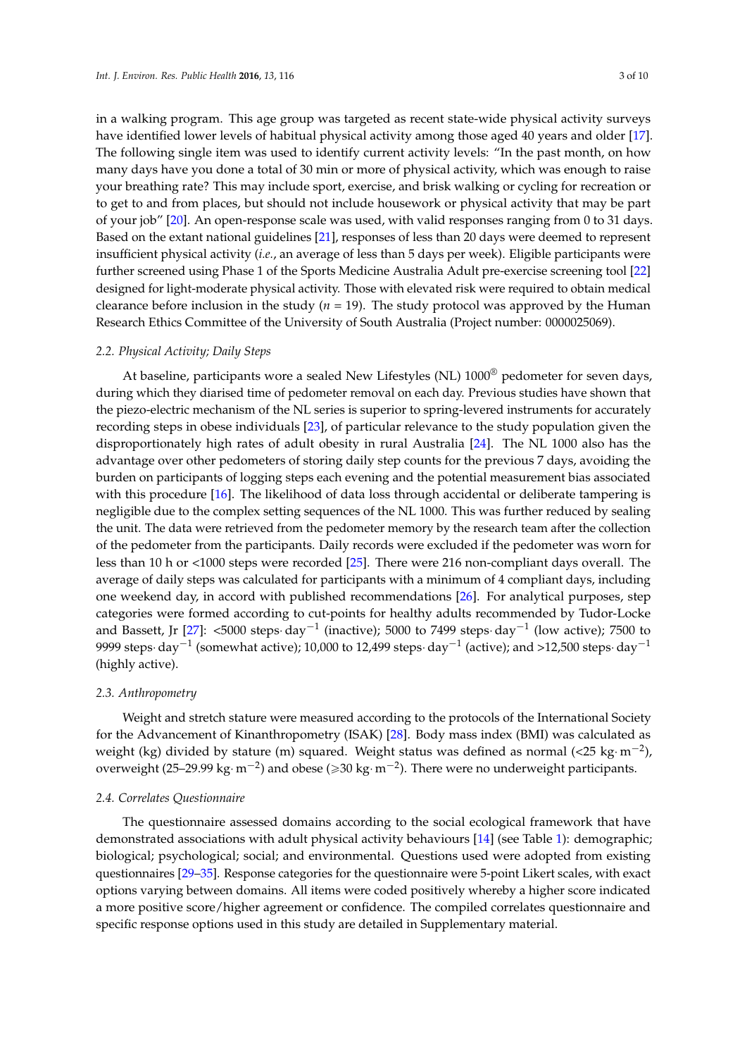in a walking program. This age group was targeted as recent state-wide physical activity surveys have identified lower levels of habitual physical activity among those aged 40 years and older [17]. The following single item was used to identify current activity levels: "In the past month, on how many days have you done a total of 30 min or more of physical activity, which was enough to raise your breathing rate? This may include sport, exercise, and brisk walking or cycling for recreation or to get to and from places, but should not include housework or physical activity that may be part of your job" [20]. An open-response scale was used, with valid responses ranging from 0 to 31 days. Based on the extant national guidelines [21], responses of less than 20 days were deemed to represent insufficient physical activity (*i.e.*, an average of less than 5 days per week). Eligible participants were further screened using Phase 1 of the Sports Medicine Australia Adult pre-exercise screening tool [22] designed for light-moderate physical activity. Those with elevated risk were required to obtain medical clearance before inclusion in the study ($n = 19$). The study protocol was approved by the Human Research Ethics Committee of the University of South Australia (Project number: 0000025069).

### *2.2. Physical Activity; Daily Steps*

At baseline, participants wore a sealed New Lifestyles (NL) 1000® pedometer for seven days, during which they diarised time of pedometer removal on each day. Previous studies have shown that the piezo-electric mechanism of the NL series is superior to spring-levered instruments for accurately recording steps in obese individuals [23], of particular relevance to the study population given the disproportionately high rates of adult obesity in rural Australia [24]. The NL 1000 also has the advantage over other pedometers of storing daily step counts for the previous 7 days, avoiding the burden on participants of logging steps each evening and the potential measurement bias associated with this procedure [16]. The likelihood of data loss through accidental or deliberate tampering is negligible due to the complex setting sequences of the NL 1000. This was further reduced by sealing the unit. The data were retrieved from the pedometer memory by the research team after the collection of the pedometer from the participants. Daily records were excluded if the pedometer was worn for less than 10 h or <1000 steps were recorded [25]. There were 216 non-compliant days overall. The average of daily steps was calculated for participants with a minimum of 4 compliant days, including one weekend day, in accord with published recommendations [26]. For analytical purposes, step categories were formed according to cut-points for healthy adults recommended by Tudor-Locke and Bassett, Jr [27]: <5000 steps$\cdot$ day$^{-1}$ (inactive); 5000 to 7499 steps$\cdot$ day$^{-1}$ (low active); 7500 to 9999 steps$\cdot$ day$^{-1}$ (somewhat active); 10,000 to 12,499 steps$\cdot$ day$^{-1}$ (active); and >12,500 steps$\cdot$ day$^{-1}$ (highly active).

### *2.3. Anthropometry*

Weight and stretch stature were measured according to the protocols of the International Society for the Advancement of Kinanthropometry (ISAK) [28]. Body mass index (BMI) was calculated as weight (kg) divided by stature (m) squared. Weight status was defined as normal (<25 kg$\cdot$ m$^{-2}$), overweight (25–29.99 kg$\cdot$ m$^{-2}$) and obese ($\geqslant$30 kg$\cdot$ m$^{-2}$). There were no underweight participants.

### *2.4. Correlates Questionnaire*

The questionnaire assessed domains according to the social ecological framework that have demonstrated associations with adult physical activity behaviours [14] (see Table 1): demographic; biological; psychological; social; and environmental. Questions used were adopted from existing questionnaires [29–35]. Response categories for the questionnaire were 5-point Likert scales, with exact options varying between domains. All items were coded positively whereby a higher score indicated a more positive score/higher agreement or confidence. The compiled correlates questionnaire and specific response options used in this study are detailed in Supplementary material.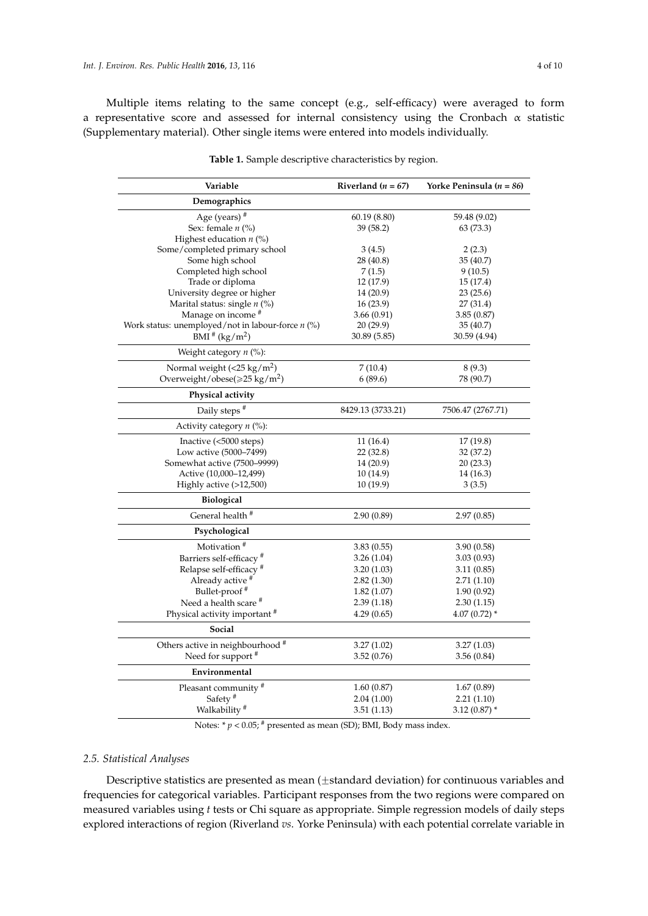Multiple items relating to the same concept (e.g., self-efficacy) were averaged to form a representative score and assessed for internal consistency using the Cronbach $\alpha$ statistic (Supplementary material). Other single items were entered into models individually.

**Table 1.** Sample descriptive characteristics by region.

| Variable | Riverland ($n$ = 67) | Yorke Peninsula ($n$ = 86) |
|---|---|---|
| **Demographics** | | |
| Age (years) # | 60.19 (8.80) | 59.48 (9.02) |
| Sex: female $n$ (%) | 39 (58.2) | 63 (73.3) |
| Highest education $n$ (%) | | |
| Some/completed primary school | 3 (4.5) | 2 (2.3) |
| Some high school | 28 (40.8) | 35 (40.7) |
| Completed high school | 7 (1.5) | 9 (10.5) |
| Trade or diploma | 12 (17.9) | 15 (17.4) |
| University degree or higher | 14 (20.9) | 23 (25.6) |
| Marital status: single $n$ (%) | 16 (23.9) | 27 (31.4) |
| Manage on income # | 3.66 (0.91) | 3.85 (0.87) |
| Work status: unemployed/not in labour-force $n$ (%) | 20 (29.9) | 35 (40.7) |
| BMI # (kg/m$^2$) | 30.89 (5.85) | 30.59 (4.94) |
| Weight category $n$ (%): | | |
| Normal weight (<25 kg/m$^2$) | 7 (10.4) | 8 (9.3) |
| Overweight/obese(⩾25 kg/m$^2$) | 6 (89.6) | 78 (90.7) |
| **Physical activity** | | |
| Daily steps # | 8429.13 (3733.21) | 7506.47 (2767.71) |
| Activity category $n$ (%): | | |
| Inactive (<5000 steps) | 11 (16.4) | 17 (19.8) |
| Low active (5000–7499) | 22 (32.8) | 32 (37.2) |
| Somewhat active (7500–9999) | 14 (20.9) | 20 (23.3) |
| Active (10,000–12,499) | 10 (14.9) | 14 (16.3) |
| Highly active (>12,500) | 10 (19.9) | 3 (3.5) |
| **Biological** | | |
| General health # | 2.90 (0.89) | 2.97 (0.85) |
| **Psychological** | | |
| Motivation # | 3.83 (0.55) | 3.90 (0.58) |
| Barriers self-efficacy # | 3.26 (1.04) | 3.03 (0.93) |
| Relapse self-efficacy # | 3.20 (1.03) | 3.11 (0.85) |
| Already active # | 2.82 (1.30) | 2.71 (1.10) |
| Bullet-proof # | 1.82 (1.07) | 1.90 (0.92) |
| Need a health scare # | 2.39 (1.18) | 2.30 (1.15) |
| Physical activity important # | 4.29 (0.65) | 4.07 (0.72) * |
| **Social** | | |
| Others active in neighbourhood # | 3.27 (1.02) | 3.27 (1.03) |
| Need for support # | 3.52 (0.76) | 3.56 (0.84) |
| **Environmental** | | |
| Pleasant community # | 1.60 (0.87) | 1.67 (0.89) |
| Safety # | 2.04 (1.00) | 2.21 (1.10) |
| Walkability # | 3.51 (1.13) | 3.12 (0.87) * |

Notes: * $p < 0.05$; # presented as mean (SD); BMI, Body mass index.

### 2.5. Statistical Analyses

Descriptive statistics are presented as mean (±standard deviation) for continuous variables and frequencies for categorical variables. Participant responses from the two regions were compared on measured variables using $t$ tests or Chi square as appropriate. Simple regression models of daily steps explored interactions of region (Riverland *vs.* Yorke Peninsula) with each potential correlate variable in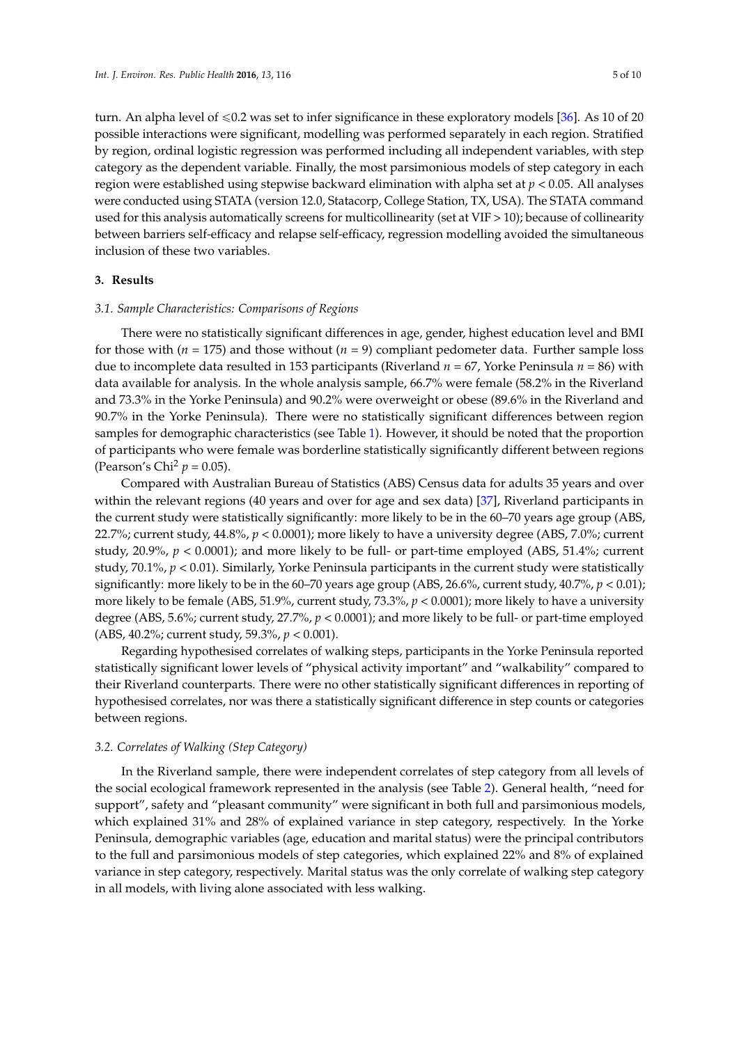turn. An alpha level of $\leqslant 0.2$ was set to infer significance in these exploratory models [36]. As 10 of 20 possible interactions were significant, modelling was performed separately in each region. Stratified by region, ordinal logistic regression was performed including all independent variables, with step category as the dependent variable. Finally, the most parsimonious models of step category in each region were established using stepwise backward elimination with alpha set at $p < 0.05$. All analyses were conducted using STATA (version 12.0, Statacorp, College Station, TX, USA). The STATA command used for this analysis automatically screens for multicollinearity (set at VIF > 10); because of collinearity between barriers self-efficacy and relapse self-efficacy, regression modelling avoided the simultaneous inclusion of these two variables.

## 3. Results

### 3.1. Sample Characteristics: Comparisons of Regions

There were no statistically significant differences in age, gender, highest education level and BMI for those with ($n$ = 175) and those without ($n$ = 9) compliant pedometer data. Further sample loss due to incomplete data resulted in 153 participants (Riverland $n$ = 67, Yorke Peninsula $n$ = 86) with data available for analysis. In the whole analysis sample, 66.7% were female (58.2% in the Riverland and 73.3% in the Yorke Peninsula) and 90.2% were overweight or obese (89.6% in the Riverland and 90.7% in the Yorke Peninsula). There were no statistically significant differences between region samples for demographic characteristics (see Table 1). However, it should be noted that the proportion of participants who were female was borderline statistically significantly different between regions (Pearson's Chi$^2$ $p$ = 0.05).

Compared with Australian Bureau of Statistics (ABS) Census data for adults 35 years and over within the relevant regions (40 years and over for age and sex data) [37], Riverland participants in the current study were statistically significantly: more likely to be in the 60–70 years age group (ABS, 22.7%; current study, 44.8%, $p < 0.0001$); more likely to have a university degree (ABS, 7.0%; current study, 20.9%, $p < 0.0001$); and more likely to be full- or part-time employed (ABS, 51.4%; current study, 70.1%, $p < 0.01$). Similarly, Yorke Peninsula participants in the current study were statistically significantly: more likely to be in the 60–70 years age group (ABS, 26.6%, current study, 40.7%, $p < 0.01$); more likely to be female (ABS, 51.9%, current study, 73.3%, $p < 0.0001$); more likely to have a university degree (ABS, 5.6%; current study, 27.7%, $p < 0.0001$); and more likely to be full- or part-time employed (ABS, 40.2%; current study, 59.3%, $p < 0.001$).

Regarding hypothesised correlates of walking steps, participants in the Yorke Peninsula reported statistically significant lower levels of "physical activity important" and "walkability" compared to their Riverland counterparts. There were no other statistically significant differences in reporting of hypothesised correlates, nor was there a statistically significant difference in step counts or categories between regions.

### 3.2. Correlates of Walking (Step Category)

In the Riverland sample, there were independent correlates of step category from all levels of the social ecological framework represented in the analysis (see Table 2). General health, "need for support", safety and "pleasant community" were significant in both full and parsimonious models, which explained 31% and 28% of explained variance in step category, respectively. In the Yorke Peninsula, demographic variables (age, education and marital status) were the principal contributors to the full and parsimonious models of step categories, which explained 22% and 8% of explained variance in step category, respectively. Marital status was the only correlate of walking step category in all models, with living alone associated with less walking.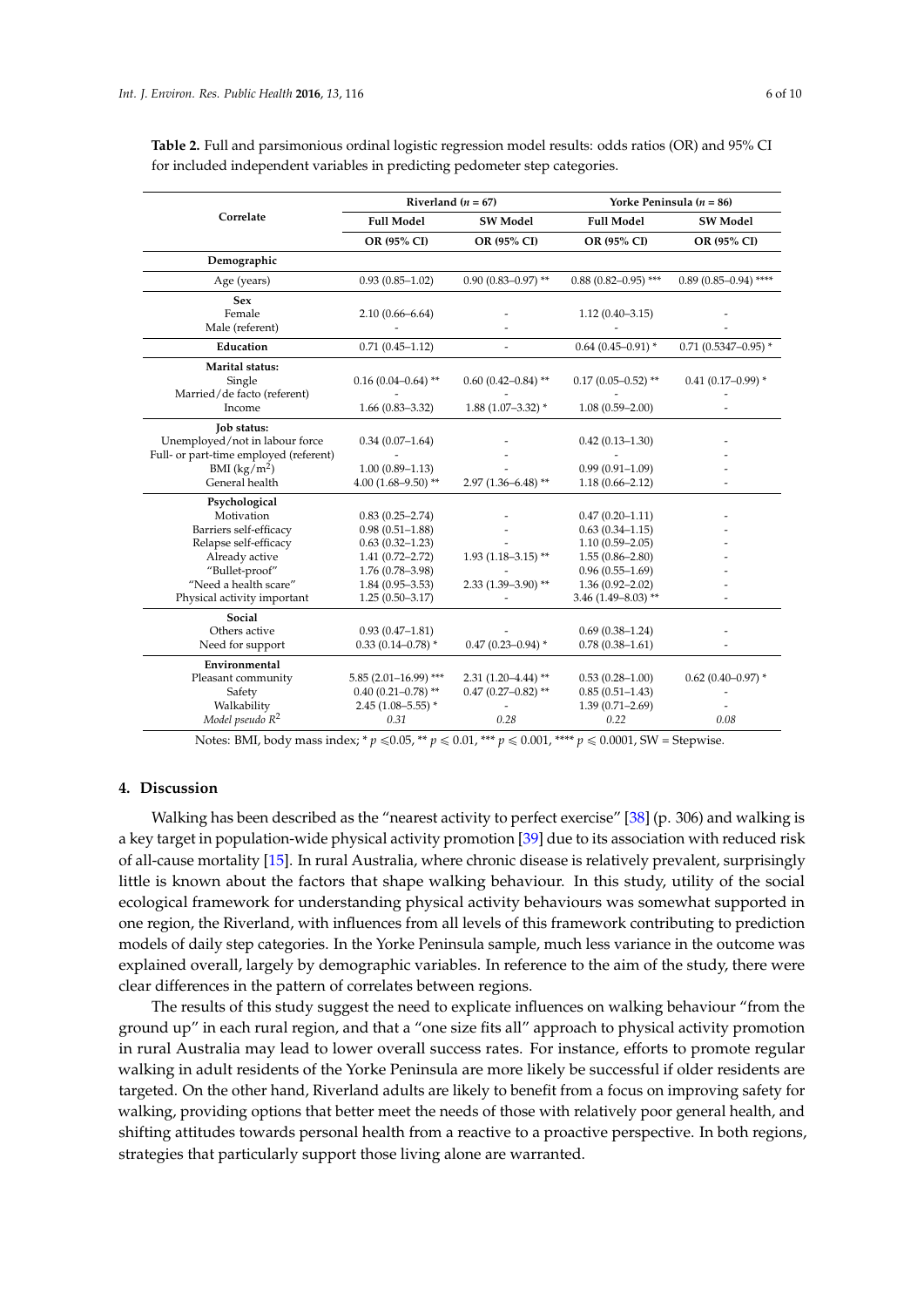**Table 2.** Full and parsimonious ordinal logistic regression model results: odds ratios (OR) and 95% CI for included independent variables in predicting pedometer step categories.

| Correlate | Riverland ($n$ = 67) | | Yorke Peninsula ($n$ = 86) | |
|---|---|---|---|---|
| | Full Model | SW Model | Full Model | SW Model |
| | OR (95% CI) | OR (95% CI) | OR (95% CI) | OR (95% CI) |
| **Demographic** | | | | |
| Age (years) | 0.93 (0.85–1.02) | 0.90 (0.83–0.97) ** | 0.88 (0.82–0.95) *** | 0.89 (0.85–0.94) **** |
| **Sex** | | | | |
| Female | 2.10 (0.66–6.64) | - | 1.12 (0.40–3.15) | - |
| Male (referent) | - | - | - | - |
| **Education** | 0.71 (0.45–1.12) | - | 0.64 (0.45–0.91) * | 0.71 (0.5347–0.95) * |
| **Marital status:** | | | | |
| Single | 0.16 (0.04–0.64) ** | 0.60 (0.42–0.84) ** | 0.17 (0.05–0.52) ** | 0.41 (0.17–0.99) * |
| Married/de facto (referent) | - | - | - | - |
| Income | 1.66 (0.83–3.32) | 1.88 (1.07–3.32) * | 1.08 (0.59–2.00) | - |
| **Job status:** | | | | |
| Unemployed/not in labour force | 0.34 (0.07–1.64) | - | 0.42 (0.13–1.30) | - |
| Full- or part-time employed (referent) | - | - | - | - |
| BMI (kg/m$^2$) | 1.00 (0.89–1.13) | - | 0.99 (0.91–1.09) | - |
| General health | 4.00 (1.68–9.50) ** | 2.97 (1.36–6.48) ** | 1.18 (0.66–2.12) | - |
| **Psychological** | | | | |
| Motivation | 0.83 (0.25–2.74) | - | 0.47 (0.20–1.11) | - |
| Barriers self-efficacy | 0.98 (0.51–1.88) | - | 0.63 (0.34–1.15) | - |
| Relapse self-efficacy | 0.63 (0.32–1.23) | - | 1.10 (0.59–2.05) | - |
| Already active | 1.41 (0.72–2.72) | 1.93 (1.18–3.15) ** | 1.55 (0.86–2.80) | - |
| "Bullet-proof" | 1.76 (0.78–3.98) | - | 0.96 (0.55–1.69) | - |
| "Need a health scare" | 1.84 (0.95–3.53) | 2.33 (1.39–3.90) ** | 1.36 (0.92–2.02) | - |
| Physical activity important | 1.25 (0.50–3.17) | - | 3.46 (1.49–8.03) ** | - |
| **Social** | | | | |
| Others active | 0.93 (0.47–1.81) | - | 0.69 (0.38–1.24) | - |
| Need for support | 0.33 (0.14–0.78) * | 0.47 (0.23–0.94) * | 0.78 (0.38–1.61) | - |
| **Environmental** | | | | |
| Pleasant community | 5.85 (2.01–16.99) *** | 2.31 (1.20–4.44) ** | 0.53 (0.28–1.00) | 0.62 (0.40–0.97) * |
| Safety | 0.40 (0.21–0.78) ** | 0.47 (0.27–0.82) ** | 0.85 (0.51–1.43) | - |
| Walkability | 2.45 (1.08–5.55) * | - | 1.39 (0.71–2.69) | - |
| *Model pseudo $R^2$* | *0.31* | *0.28* | *0.22* | *0.08* |

Notes: BMI, body mass index; * $p \leqslant 0.05$, ** $p \leqslant 0.01$, *** $p \leqslant 0.001$, **** $p \leqslant 0.0001$, SW = Stepwise.

## 4. Discussion

Walking has been described as the "nearest activity to perfect exercise" [38] (p. 306) and walking is a key target in population-wide physical activity promotion [39] due to its association with reduced risk of all-cause mortality [15]. In rural Australia, where chronic disease is relatively prevalent, surprisingly little is known about the factors that shape walking behaviour. In this study, utility of the social ecological framework for understanding physical activity behaviours was somewhat supported in one region, the Riverland, with influences from all levels of this framework contributing to prediction models of daily step categories. In the Yorke Peninsula sample, much less variance in the outcome was explained overall, largely by demographic variables. In reference to the aim of the study, there were clear differences in the pattern of correlates between regions.

The results of this study suggest the need to explicate influences on walking behaviour "from the ground up" in each rural region, and that a "one size fits all" approach to physical activity promotion in rural Australia may lead to lower overall success rates. For instance, efforts to promote regular walking in adult residents of the Yorke Peninsula are more likely be successful if older residents are targeted. On the other hand, Riverland adults are likely to benefit from a focus on improving safety for walking, providing options that better meet the needs of those with relatively poor general health, and shifting attitudes towards personal health from a reactive to a proactive perspective. In both regions, strategies that particularly support those living alone are warranted.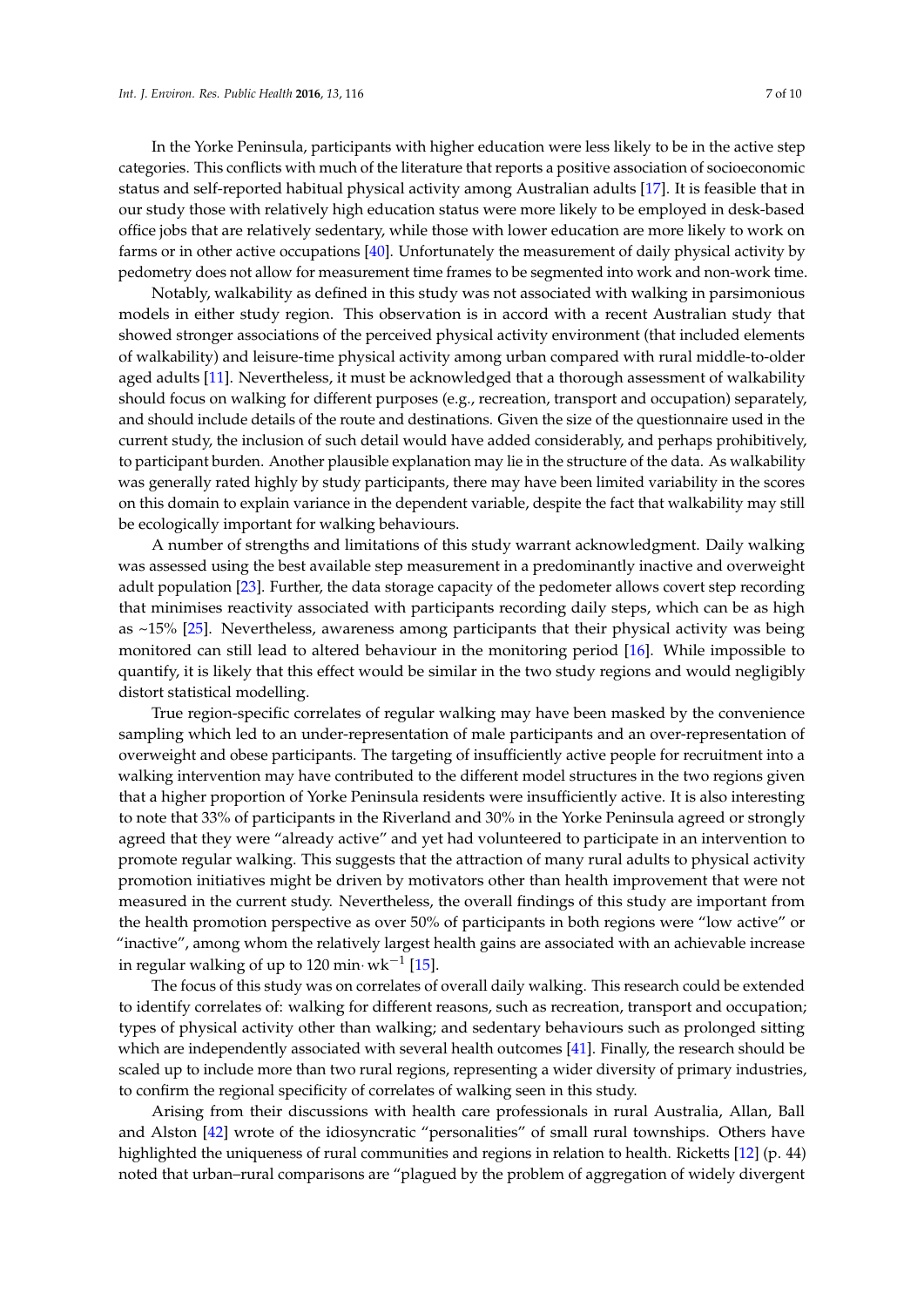In the Yorke Peninsula, participants with higher education were less likely to be in the active step categories. This conflicts with much of the literature that reports a positive association of socioeconomic status and self-reported habitual physical activity among Australian adults [17]. It is feasible that in our study those with relatively high education status were more likely to be employed in desk-based office jobs that are relatively sedentary, while those with lower education are more likely to work on farms or in other active occupations [40]. Unfortunately the measurement of daily physical activity by pedometry does not allow for measurement time frames to be segmented into work and non-work time.

Notably, walkability as defined in this study was not associated with walking in parsimonious models in either study region. This observation is in accord with a recent Australian study that showed stronger associations of the perceived physical activity environment (that included elements of walkability) and leisure-time physical activity among urban compared with rural middle-to-older aged adults [11]. Nevertheless, it must be acknowledged that a thorough assessment of walkability should focus on walking for different purposes (e.g., recreation, transport and occupation) separately, and should include details of the route and destinations. Given the size of the questionnaire used in the current study, the inclusion of such detail would have added considerably, and perhaps prohibitively, to participant burden. Another plausible explanation may lie in the structure of the data. As walkability was generally rated highly by study participants, there may have been limited variability in the scores on this domain to explain variance in the dependent variable, despite the fact that walkability may still be ecologically important for walking behaviours.

A number of strengths and limitations of this study warrant acknowledgment. Daily walking was assessed using the best available step measurement in a predominantly inactive and overweight adult population [23]. Further, the data storage capacity of the pedometer allows covert step recording that minimises reactivity associated with participants recording daily steps, which can be as high as ~15% [25]. Nevertheless, awareness among participants that their physical activity was being monitored can still lead to altered behaviour in the monitoring period [16]. While impossible to quantify, it is likely that this effect would be similar in the two study regions and would negligibly distort statistical modelling.

True region-specific correlates of regular walking may have been masked by the convenience sampling which led to an under-representation of male participants and an over-representation of overweight and obese participants. The targeting of insufficiently active people for recruitment into a walking intervention may have contributed to the different model structures in the two regions given that a higher proportion of Yorke Peninsula residents were insufficiently active. It is also interesting to note that 33% of participants in the Riverland and 30% in the Yorke Peninsula agreed or strongly agreed that they were "already active" and yet had volunteered to participate in an intervention to promote regular walking. This suggests that the attraction of many rural adults to physical activity promotion initiatives might be driven by motivators other than health improvement that were not measured in the current study. Nevertheless, the overall findings of this study are important from the health promotion perspective as over 50% of participants in both regions were "low active" or "inactive", among whom the relatively largest health gains are associated with an achievable increase in regular walking of up to 120 $\text{min}\cdot\text{wk}^{-1}$ [15].

The focus of this study was on correlates of overall daily walking. This research could be extended to identify correlates of: walking for different reasons, such as recreation, transport and occupation; types of physical activity other than walking; and sedentary behaviours such as prolonged sitting which are independently associated with several health outcomes [41]. Finally, the research should be scaled up to include more than two rural regions, representing a wider diversity of primary industries, to confirm the regional specificity of correlates of walking seen in this study.

Arising from their discussions with health care professionals in rural Australia, Allan, Ball and Alston [42] wrote of the idiosyncratic "personalities" of small rural townships. Others have highlighted the uniqueness of rural communities and regions in relation to health. Ricketts [12] (p. 44) noted that urban–rural comparisons are "plagued by the problem of aggregation of widely divergent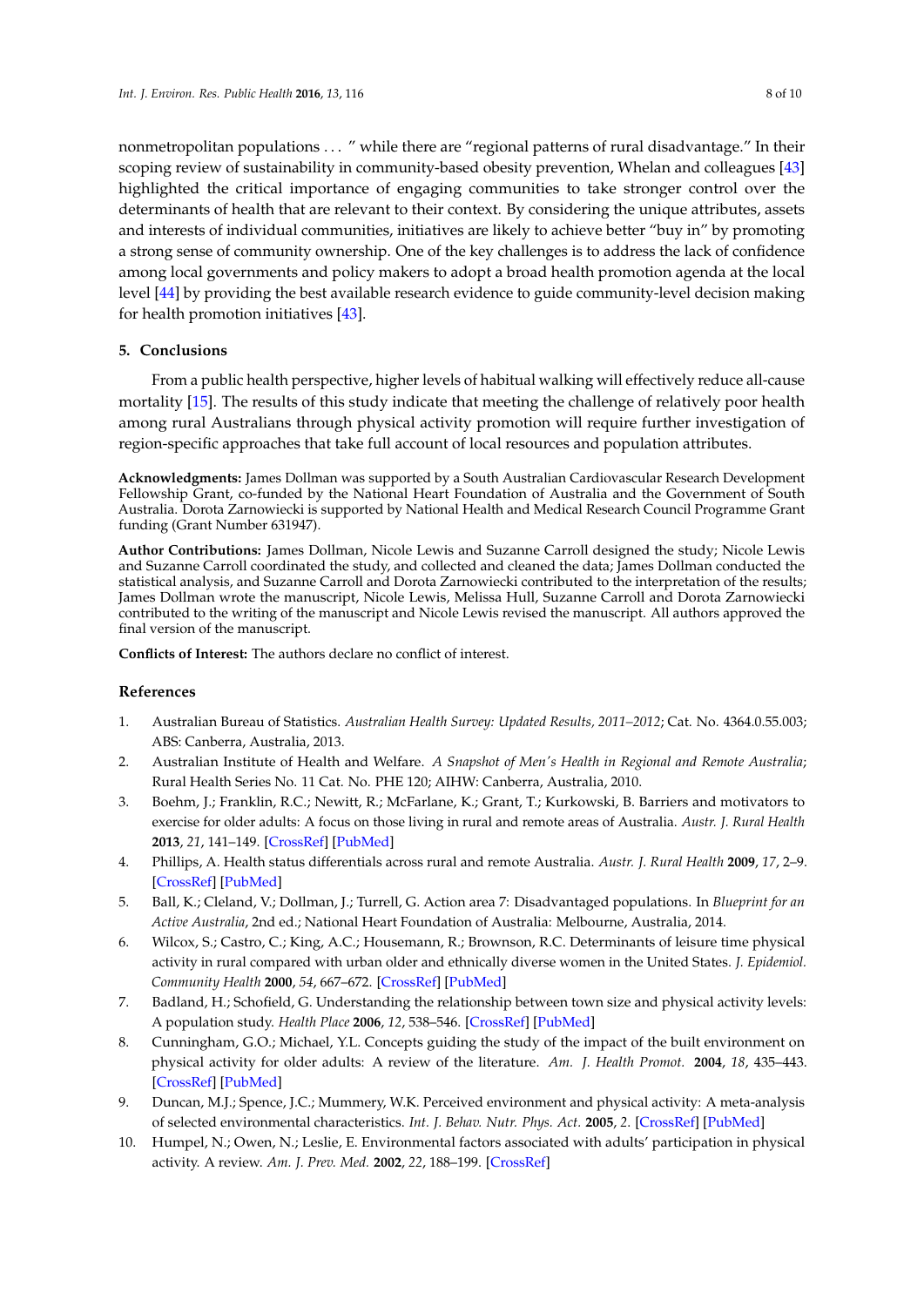nonmetropolitan populations ... " while there are "regional patterns of rural disadvantage." In their scoping review of sustainability in community-based obesity prevention, Whelan and colleagues [43] highlighted the critical importance of engaging communities to take stronger control over the determinants of health that are relevant to their context. By considering the unique attributes, assets and interests of individual communities, initiatives are likely to achieve better "buy in" by promoting a strong sense of community ownership. One of the key challenges is to address the lack of confidence among local governments and policy makers to adopt a broad health promotion agenda at the local level [44] by providing the best available research evidence to guide community-level decision making for health promotion initiatives [43].

## 5. Conclusions

From a public health perspective, higher levels of habitual walking will effectively reduce all-cause mortality [15]. The results of this study indicate that meeting the challenge of relatively poor health among rural Australians through physical activity promotion will require further investigation of region-specific approaches that take full account of local resources and population attributes.

**Acknowledgments:** James Dollman was supported by a South Australian Cardiovascular Research Development Fellowship Grant, co-funded by the National Heart Foundation of Australia and the Government of South Australia. Dorota Zarnowiecki is supported by National Health and Medical Research Council Programme Grant funding (Grant Number 631947).

**Author Contributions:** James Dollman, Nicole Lewis and Suzanne Carroll designed the study; Nicole Lewis and Suzanne Carroll coordinated the study, and collected and cleaned the data; James Dollman conducted the statistical analysis, and Suzanne Carroll and Dorota Zarnowiecki contributed to the interpretation of the results; James Dollman wrote the manuscript, Nicole Lewis, Melissa Hull, Suzanne Carroll and Dorota Zarnowiecki contributed to the writing of the manuscript and Nicole Lewis revised the manuscript. All authors approved the final version of the manuscript.

**Conflicts of Interest:** The authors declare no conflict of interest.

## References

1. Australian Bureau of Statistics. *Australian Health Survey: Updated Results, 2011–2012*; Cat. No. 4364.0.55.003; ABS: Canberra, Australia, 2013.
2. Australian Institute of Health and Welfare. *A Snapshot of Men's Health in Regional and Remote Australia*; Rural Health Series No. 11 Cat. No. PHE 120; AIHW: Canberra, Australia, 2010.
3. Boehm, J.; Franklin, R.C.; Newitt, R.; McFarlane, K.; Grant, T.; Kurkowski, B. Barriers and motivators to exercise for older adults: A focus on those living in rural and remote areas of Australia. *Austr. J. Rural Health* **2013**, *21*, 141–149. [CrossRef] [PubMed]
4. Phillips, A. Health status differentials across rural and remote Australia. *Austr. J. Rural Health* **2009**, *17*, 2–9. [CrossRef] [PubMed]
5. Ball, K.; Cleland, V.; Dollman, J.; Turrell, G. Action area 7: Disadvantaged populations. In *Blueprint for an Active Australia*, 2nd ed.; National Heart Foundation of Australia: Melbourne, Australia, 2014.
6. Wilcox, S.; Castro, C.; King, A.C.; Housemann, R.; Brownson, R.C. Determinants of leisure time physical activity in rural compared with urban older and ethnically diverse women in the United States. *J. Epidemiol. Community Health* **2000**, *54*, 667–672. [CrossRef] [PubMed]
7. Badland, H.; Schofield, G. Understanding the relationship between town size and physical activity levels: A population study. *Health Place* **2006**, *12*, 538–546. [CrossRef] [PubMed]
8. Cunningham, G.O.; Michael, Y.L. Concepts guiding the study of the impact of the built environment on physical activity for older adults: A review of the literature. *Am. J. Health Promot.* **2004**, *18*, 435–443. [CrossRef] [PubMed]
9. Duncan, M.J.; Spence, J.C.; Mummery, W.K. Perceived environment and physical activity: A meta-analysis of selected environmental characteristics. *Int. J. Behav. Nutr. Phys. Act.* **2005**, *2*. [CrossRef] [PubMed]
10. Humpel, N.; Owen, N.; Leslie, E. Environmental factors associated with adults' participation in physical activity. A review. *Am. J. Prev. Med.* **2002**, *22*, 188–199. [CrossRef]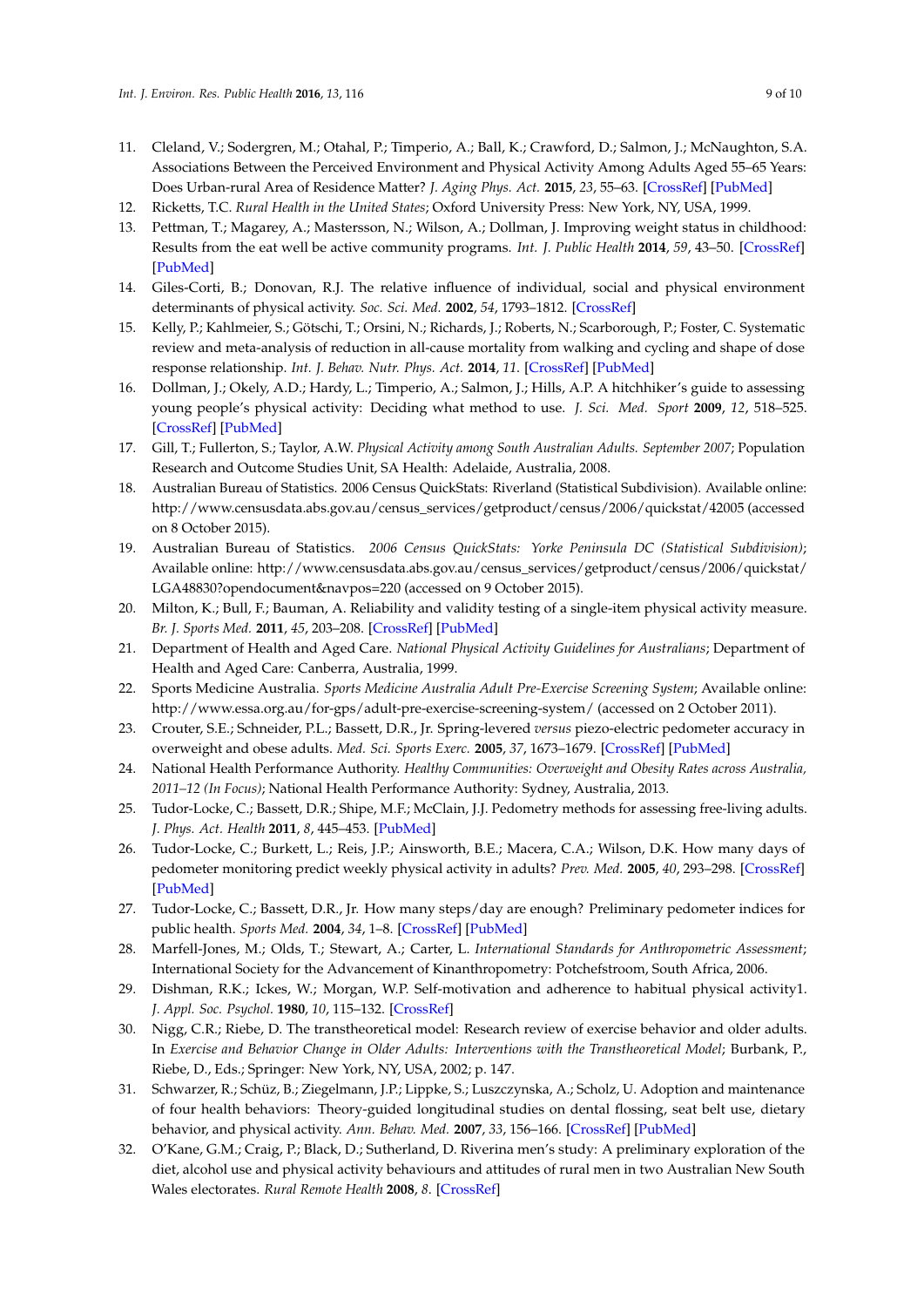11. Cleland, V.; Sodergren, M.; Otahal, P.; Timperio, A.; Ball, K.; Crawford, D.; Salmon, J.; McNaughton, S.A. Associations Between the Perceived Environment and Physical Activity Among Adults Aged 55–65 Years: Does Urban-rural Area of Residence Matter? *J. Aging Phys. Act.* **2015**, *23*, 55–63. [CrossRef] [PubMed]
12. Ricketts, T.C. *Rural Health in the United States*; Oxford University Press: New York, NY, USA, 1999.
13. Pettman, T.; Magarey, A.; Mastersson, N.; Wilson, A.; Dollman, J. Improving weight status in childhood: Results from the eat well be active community programs. *Int. J. Public Health* **2014**, *59*, 43–50. [CrossRef] [PubMed]
14. Giles-Corti, B.; Donovan, R.J. The relative influence of individual, social and physical environment determinants of physical activity. *Soc. Sci. Med.* **2002**, *54*, 1793–1812. [CrossRef]
15. Kelly, P.; Kahlmeier, S.; Götschi, T.; Orsini, N.; Richards, J.; Roberts, N.; Scarborough, P.; Foster, C. Systematic review and meta-analysis of reduction in all-cause mortality from walking and cycling and shape of dose response relationship. *Int. J. Behav. Nutr. Phys. Act.* **2014**, *11*. [CrossRef] [PubMed]
16. Dollman, J.; Okely, A.D.; Hardy, L.; Timperio, A.; Salmon, J.; Hills, A.P. A hitchhiker's guide to assessing young people's physical activity: Deciding what method to use. *J. Sci. Med. Sport* **2009**, *12*, 518–525. [CrossRef] [PubMed]
17. Gill, T.; Fullerton, S.; Taylor, A.W. *Physical Activity among South Australian Adults. September 2007*; Population Research and Outcome Studies Unit, SA Health: Adelaide, Australia, 2008.
18. Australian Bureau of Statistics. 2006 Census QuickStats: Riverland (Statistical Subdivision). Available online: http://www.censusdata.abs.gov.au/census_services/getproduct/census/2006/quickstat/42005 (accessed on 8 October 2015).
19. Australian Bureau of Statistics. *2006 Census QuickStats: Yorke Peninsula DC (Statistical Subdivision)*; Available online: http://www.censusdata.abs.gov.au/census_services/getproduct/census/2006/quickstat/LGA48830?opendocument&navpos=220 (accessed on 9 October 2015).
20. Milton, K.; Bull, F.; Bauman, A. Reliability and validity testing of a single-item physical activity measure. *Br. J. Sports Med.* **2011**, *45*, 203–208. [CrossRef] [PubMed]
21. Department of Health and Aged Care. *National Physical Activity Guidelines for Australians*; Department of Health and Aged Care: Canberra, Australia, 1999.
22. Sports Medicine Australia. *Sports Medicine Australia Adult Pre-Exercise Screening System*; Available online: http://www.essa.org.au/for-gps/adult-pre-exercise-screening-system/ (accessed on 2 October 2011).
23. Crouter, S.E.; Schneider, P.L.; Bassett, D.R., Jr. Spring-levered *versus* piezo-electric pedometer accuracy in overweight and obese adults. *Med. Sci. Sports Exerc.* **2005**, *37*, 1673–1679. [CrossRef] [PubMed]
24. National Health Performance Authority. *Healthy Communities: Overweight and Obesity Rates across Australia, 2011–12 (In Focus)*; National Health Performance Authority: Sydney, Australia, 2013.
25. Tudor-Locke, C.; Bassett, D.R.; Shipe, M.F.; McClain, J.J. Pedometry methods for assessing free-living adults. *J. Phys. Act. Health* **2011**, *8*, 445–453. [PubMed]
26. Tudor-Locke, C.; Burkett, L.; Reis, J.P.; Ainsworth, B.E.; Macera, C.A.; Wilson, D.K. How many days of pedometer monitoring predict weekly physical activity in adults? *Prev. Med.* **2005**, *40*, 293–298. [CrossRef] [PubMed]
27. Tudor-Locke, C.; Bassett, D.R., Jr. How many steps/day are enough? Preliminary pedometer indices for public health. *Sports Med.* **2004**, *34*, 1–8. [CrossRef] [PubMed]
28. Marfell-Jones, M.; Olds, T.; Stewart, A.; Carter, L. *International Standards for Anthropometric Assessment*; International Society for the Advancement of Kinanthropometry: Potchefstroom, South Africa, 2006.
29. Dishman, R.K.; Ickes, W.; Morgan, W.P. Self-motivation and adherence to habitual physical activity1. *J. Appl. Soc. Psychol.* **1980**, *10*, 115–132. [CrossRef]
30. Nigg, C.R.; Riebe, D. The transtheoretical model: Research review of exercise behavior and older adults. In *Exercise and Behavior Change in Older Adults: Interventions with the Transtheoretical Model*; Burbank, P., Riebe, D., Eds.; Springer: New York, NY, USA, 2002; p. 147.
31. Schwarzer, R.; Schüz, B.; Ziegelmann, J.P.; Lippke, S.; Luszczynska, A.; Scholz, U. Adoption and maintenance of four health behaviors: Theory-guided longitudinal studies on dental flossing, seat belt use, dietary behavior, and physical activity. *Ann. Behav. Med.* **2007**, *33*, 156–166. [CrossRef] [PubMed]
32. O'Kane, G.M.; Craig, P.; Black, D.; Sutherland, D. Riverina men's study: A preliminary exploration of the diet, alcohol use and physical activity behaviours and attitudes of rural men in two Australian New South Wales electorates. *Rural Remote Health* **2008**, *8*. [CrossRef]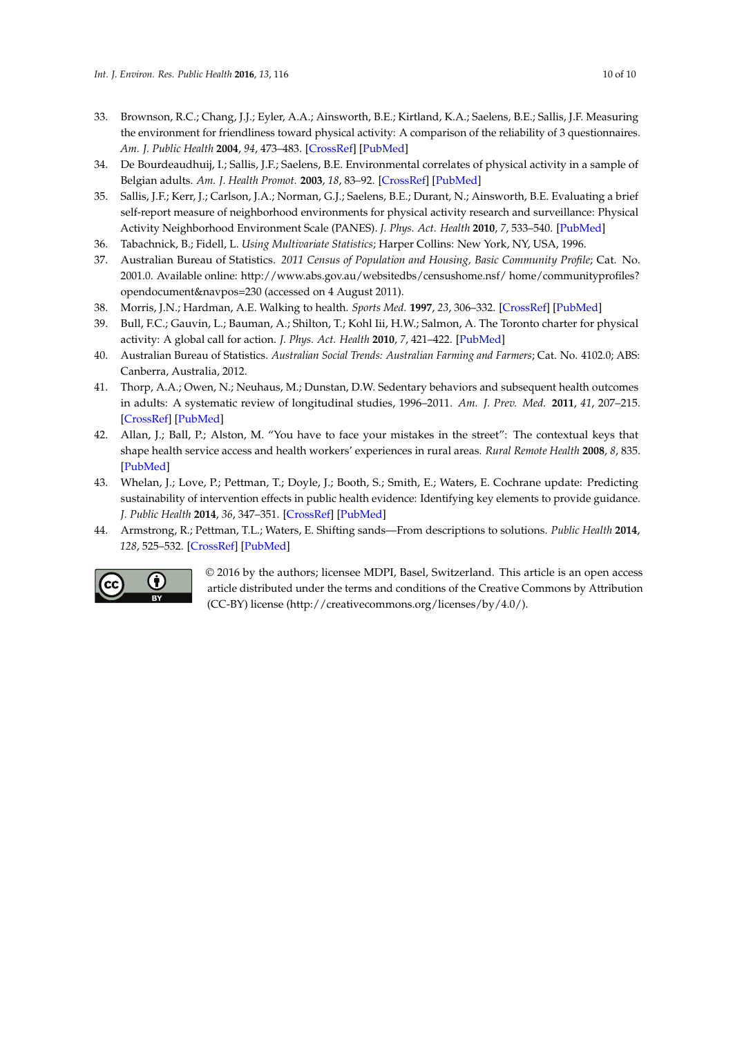33. Brownson, R.C.; Chang, J.J.; Eyler, A.A.; Ainsworth, B.E.; Kirtland, K.A.; Saelens, B.E.; Sallis, J.F. Measuring the environment for friendliness toward physical activity: A comparison of the reliability of 3 questionnaires. *Am. J. Public Health* **2004**, *94*, 473–483. [CrossRef] [PubMed]
34. De Bourdeaudhuij, I.; Sallis, J.F.; Saelens, B.E. Environmental correlates of physical activity in a sample of Belgian adults. *Am. J. Health Promot.* **2003**, *18*, 83–92. [CrossRef] [PubMed]
35. Sallis, J.F.; Kerr, J.; Carlson, J.A.; Norman, G.J.; Saelens, B.E.; Durant, N.; Ainsworth, B.E. Evaluating a brief self-report measure of neighborhood environments for physical activity research and surveillance: Physical Activity Neighborhood Environment Scale (PANES). *J. Phys. Act. Health* **2010**, *7*, 533–540. [PubMed]
36. Tabachnick, B.; Fidell, L. *Using Multivariate Statistics*; Harper Collins: New York, NY, USA, 1996.
37. Australian Bureau of Statistics. *2011 Census of Population and Housing, Basic Community Profile*; Cat. No. 2001.0. Available online: http://www.abs.gov.au/websitedbs/censushome.nsf/ home/communityprofiles?opendocument&navpos=230 (accessed on 4 August 2011).
38. Morris, J.N.; Hardman, A.E. Walking to health. *Sports Med.* **1997**, *23*, 306–332. [CrossRef] [PubMed]
39. Bull, F.C.; Gauvin, L.; Bauman, A.; Shilton, T.; Kohl Iii, H.W.; Salmon, A. The Toronto charter for physical activity: A global call for action. *J. Phys. Act. Health* **2010**, *7*, 421–422. [PubMed]
40. Australian Bureau of Statistics. *Australian Social Trends: Australian Farming and Farmers*; Cat. No. 4102.0; ABS: Canberra, Australia, 2012.
41. Thorp, A.A.; Owen, N.; Neuhaus, M.; Dunstan, D.W. Sedentary behaviors and subsequent health outcomes in adults: A systematic review of longitudinal studies, 1996–2011. *Am. J. Prev. Med.* **2011**, *41*, 207–215. [CrossRef] [PubMed]
42. Allan, J.; Ball, P.; Alston, M. "You have to face your mistakes in the street": The contextual keys that shape health service access and health workers' experiences in rural areas. *Rural Remote Health* **2008**, *8*, 835. [PubMed]
43. Whelan, J.; Love, P.; Pettman, T.; Doyle, J.; Booth, S.; Smith, E.; Waters, E. Cochrane update: Predicting sustainability of intervention effects in public health evidence: Identifying key elements to provide guidance. *J. Public Health* **2014**, *36*, 347–351. [CrossRef] [PubMed]
44. Armstrong, R.; Pettman, T.L.; Waters, E. Shifting sands—From descriptions to solutions. *Public Health* **2014**, *128*, 525–532. [CrossRef] [PubMed]

© 2016 by the authors; licensee MDPI, Basel, Switzerland. This article is an open access article distributed under the terms and conditions of the Creative Commons by Attribution (CC-BY) license (http://creativecommons.org/licenses/by/4.0/).